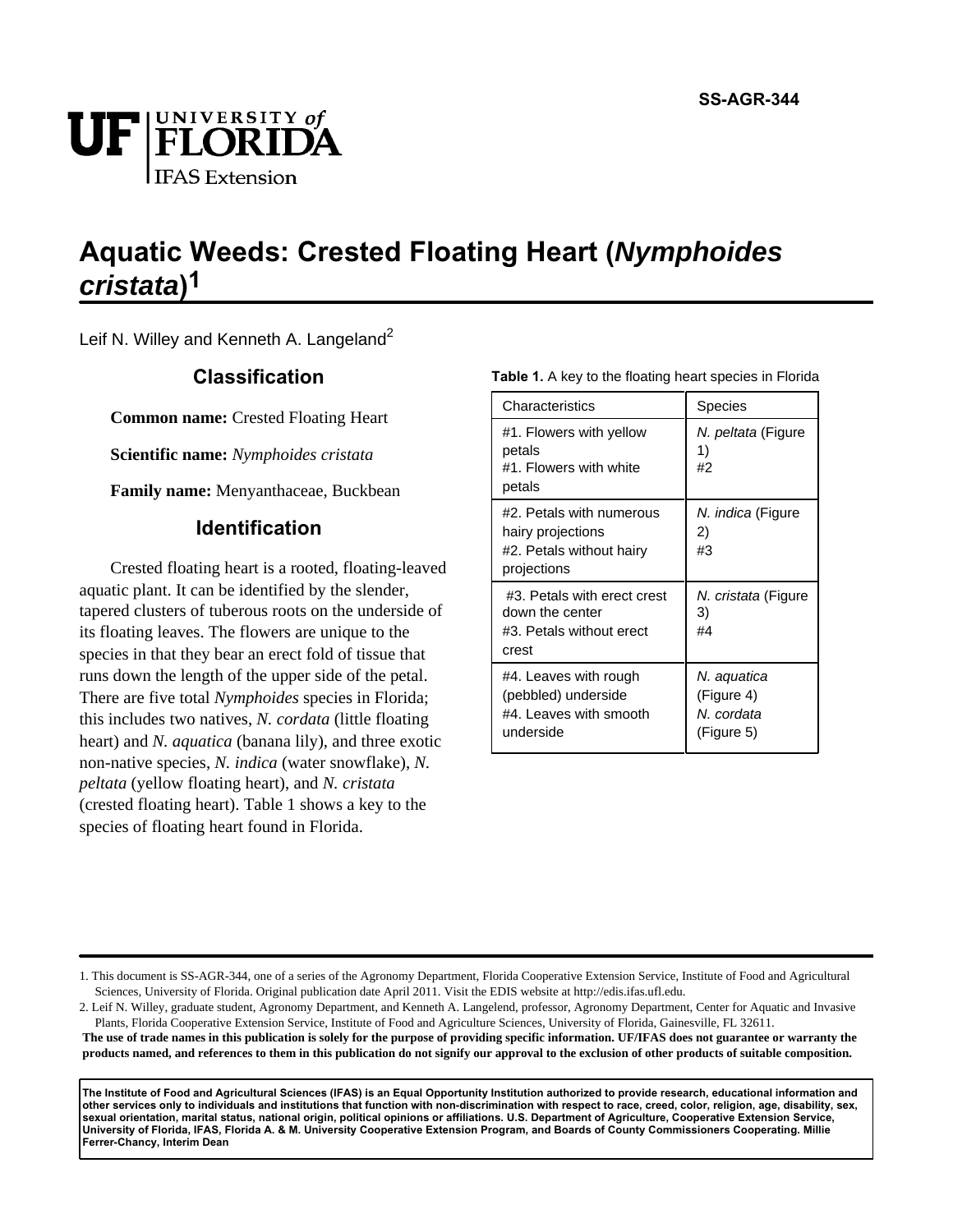SS-AGR-344

# Aquatic Weeds: Crested Floating Heart (*Nymphoides cristata*)[1]

Leif N. Willey and Kenneth A. Langeland[2]

## Classification

**Common name:** Crested Floating Heart

**Scientific name:** *Nymphoides cristata*

**Family name:** Menyanthaceae, Buckbean

## Identification

Crested floating heart is a rooted, floating-leaved aquatic plant. It can be identified by the slender, tapered clusters of tuberous roots on the underside of its floating leaves. The flowers are unique to the species in that they bear an erect fold of tissue that runs down the length of the upper side of the petal. There are five total *Nymphoides* species in Florida; this includes two natives, *N. cordata* (little floating heart) and *N. aquatica* (banana lily), and three exotic non-native species, *N. indica* (water snowflake), *N. peltata* (yellow floating heart), and *N. cristata* (crested floating heart). Table 1 shows a key to the species of floating heart found in Florida.

**Table 1.** A key to the floating heart species in Florida

| Characteristics | Species |
|---|---|
| #1. Flowers with yellow petals | *N. peltata* (Figure 1) |
| #1. Flowers with white petals | #2 |
| #2. Petals with numerous hairy projections | *N. indica* (Figure 2) |
| #2. Petals without hairy projections | #3 |
| #3. Petals with erect crest down the center | *N. cristata* (Figure 3) |
| #3. Petals without erect crest | #4 |
| #4. Leaves with rough (pebbled) underside | *N. aquatica* (Figure 4) |
| #4. Leaves with smooth underside | *N. cordata* (Figure 5) |

1. This document is SS-AGR-344, one of a series of the Agronomy Department, Florida Cooperative Extension Service, Institute of Food and Agricultural Sciences, University of Florida. Original publication date April 2011. Visit the EDIS website at http://edis.ifas.ufl.edu.

2. Leif N. Willey, graduate student, Agronomy Department, and Kenneth A. Langelend, professor, Agronomy Department, Center for Aquatic and Invasive Plants, Florida Cooperative Extension Service, Institute of Food and Agriculture Sciences, University of Florida, Gainesville, FL 32611.

**The use of trade names in this publication is solely for the purpose of providing specific information. UF/IFAS does not guarantee or warranty the products named, and references to them in this publication do not signify our approval to the exclusion of other products of suitable composition.**

**The Institute of Food and Agricultural Sciences (IFAS) is an Equal Opportunity Institution authorized to provide research, educational information and other services only to individuals and institutions that function with non-discrimination with respect to race, creed, color, religion, age, disability, sex, sexual orientation, marital status, national origin, political opinions or affiliations. U.S. Department of Agriculture, Cooperative Extension Service, University of Florida, IFAS, Florida A. & M. University Cooperative Extension Program, and Boards of County Commissioners Cooperating. Millie Ferrer-Chancy, Interim Dean**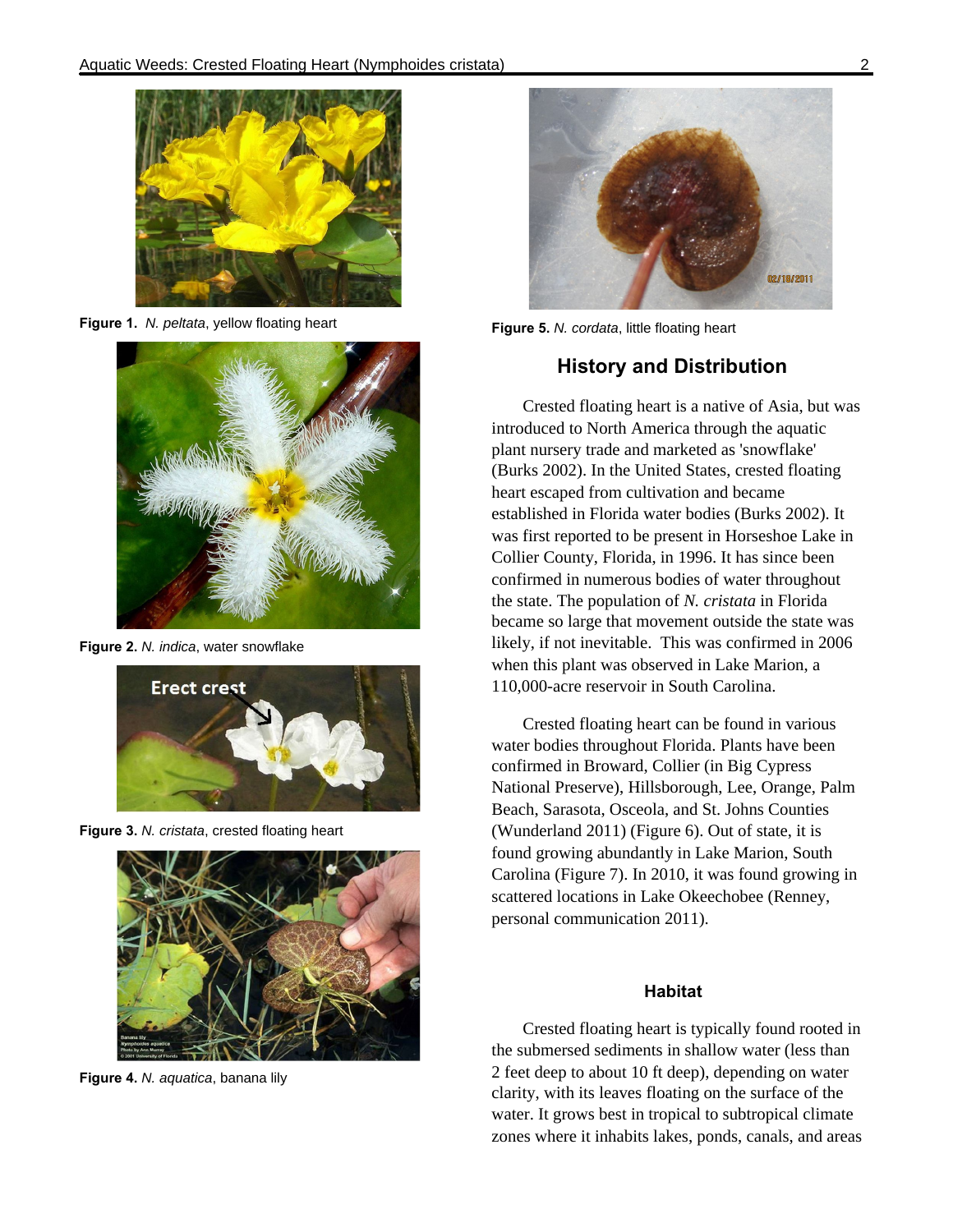**Figure 1.** *N. peltata*, yellow floating heart

**Figure 2.** *N. indica*, water snowflake

**Figure 3.** *N. cristata*, crested floating heart

**Figure 4.** *N. aquatica*, banana lily

**Figure 5.** *N. cordata*, little floating heart

## History and Distribution

Crested floating heart is a native of Asia, but was introduced to North America through the aquatic plant nursery trade and marketed as 'snowflake' (Burks 2002). In the United States, crested floating heart escaped from cultivation and became established in Florida water bodies (Burks 2002). It was first reported to be present in Horseshoe Lake in Collier County, Florida, in 1996. It has since been confirmed in numerous bodies of water throughout the state. The population of *N. cristata* in Florida became so large that movement outside the state was likely, if not inevitable. This was confirmed in 2006 when this plant was observed in Lake Marion, a 110,000-acre reservoir in South Carolina.

Crested floating heart can be found in various water bodies throughout Florida. Plants have been confirmed in Broward, Collier (in Big Cypress National Preserve), Hillsborough, Lee, Orange, Palm Beach, Sarasota, Osceola, and St. Johns Counties (Wunderland 2011) (Figure 6). Out of state, it is found growing abundantly in Lake Marion, South Carolina (Figure 7). In 2010, it was found growing in scattered locations in Lake Okeechobee (Renney, personal communication 2011).

### Habitat

Crested floating heart is typically found rooted in the submersed sediments in shallow water (less than 2 feet deep to about 10 ft deep), depending on water clarity, with its leaves floating on the surface of the water. It grows best in tropical to subtropical climate zones where it inhabits lakes, ponds, canals, and areas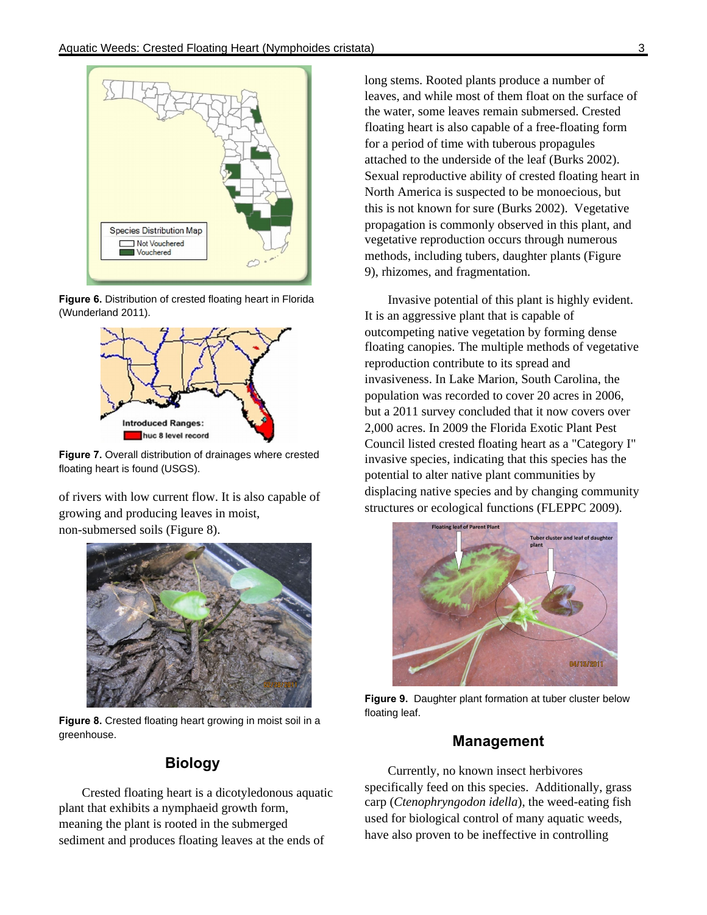Figure 6. Distribution of crested floating heart in Florida (Wunderland 2011).

Figure 7. Overall distribution of drainages where crested floating heart is found (USGS).

of rivers with low current flow. It is also capable of growing and producing leaves in moist, non-submersed soils (Figure 8).

Figure 8. Crested floating heart growing in moist soil in a greenhouse.

## Biology

Crested floating heart is a dicotyledonous aquatic plant that exhibits a nymphaeid growth form, meaning the plant is rooted in the submerged sediment and produces floating leaves at the ends of long stems. Rooted plants produce a number of leaves, and while most of them float on the surface of the water, some leaves remain submersed. Crested floating heart is also capable of a free-floating form for a period of time with tuberous propagules attached to the underside of the leaf (Burks 2002). Sexual reproductive ability of crested floating heart in North America is suspected to be monoecious, but this is not known for sure (Burks 2002). Vegetative propagation is commonly observed in this plant, and vegetative reproduction occurs through numerous methods, including tubers, daughter plants (Figure 9), rhizomes, and fragmentation.

Invasive potential of this plant is highly evident. It is an aggressive plant that is capable of outcompeting native vegetation by forming dense floating canopies. The multiple methods of vegetative reproduction contribute to its spread and invasiveness. In Lake Marion, South Carolina, the population was recorded to cover 20 acres in 2006, but a 2011 survey concluded that it now covers over 2,000 acres. In 2009 the Florida Exotic Plant Pest Council listed crested floating heart as a "Category I" invasive species, indicating that this species has the potential to alter native plant communities by displacing native species and by changing community structures or ecological functions (FLEPPC 2009).

Figure 9. Daughter plant formation at tuber cluster below floating leaf.

## Management

Currently, no known insect herbivores specifically feed on this species. Additionally, grass carp (*Ctenophryngodon idella*), the weed-eating fish used for biological control of many aquatic weeds, have also proven to be ineffective in controlling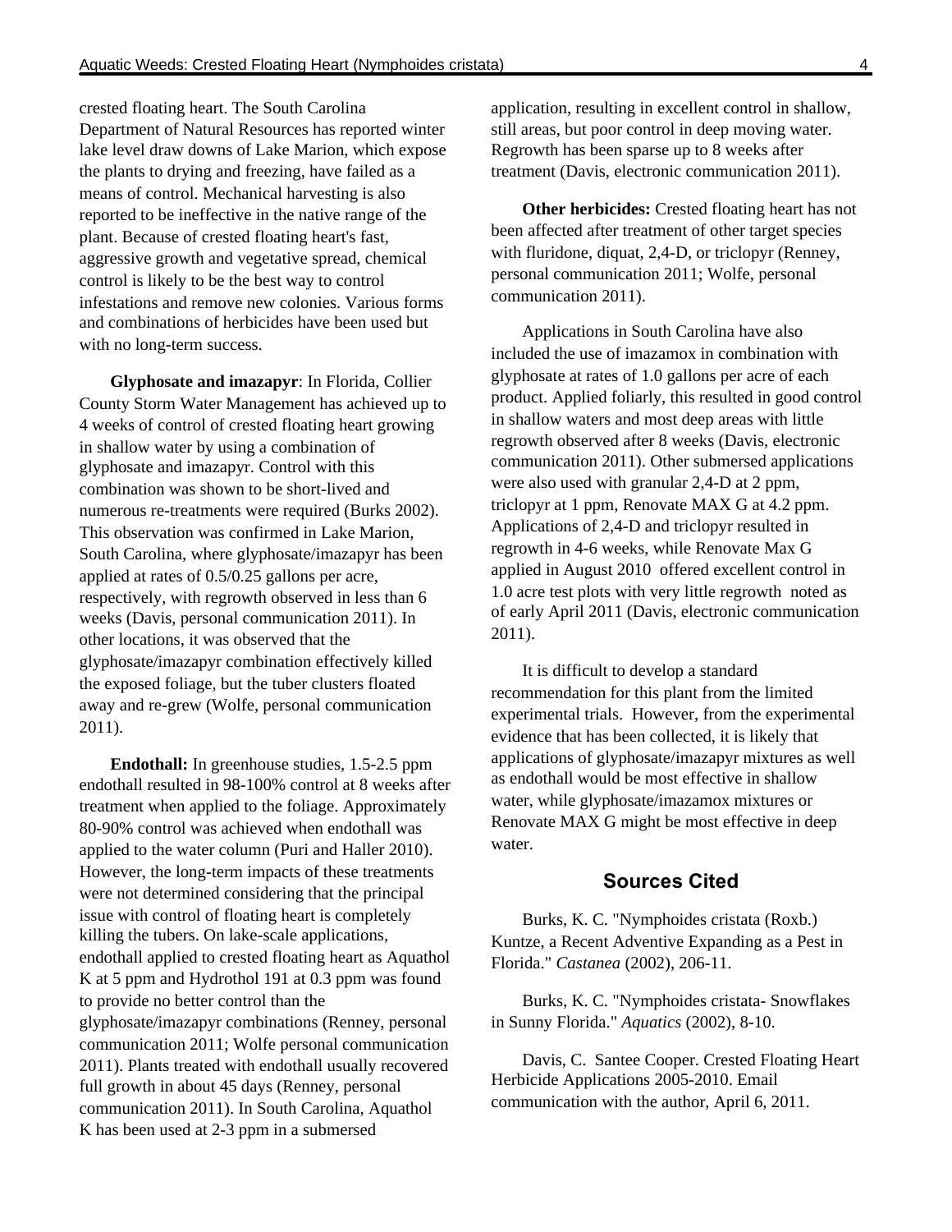crested floating heart. The South Carolina Department of Natural Resources has reported winter lake level draw downs of Lake Marion, which expose the plants to drying and freezing, have failed as a means of control. Mechanical harvesting is also reported to be ineffective in the native range of the plant. Because of crested floating heart's fast, aggressive growth and vegetative spread, chemical control is likely to be the best way to control infestations and remove new colonies. Various forms and combinations of herbicides have been used but with no long-term success.

**Glyphosate and imazapyr**: In Florida, Collier County Storm Water Management has achieved up to 4 weeks of control of crested floating heart growing in shallow water by using a combination of glyphosate and imazapyr. Control with this combination was shown to be short-lived and numerous re-treatments were required (Burks 2002). This observation was confirmed in Lake Marion, South Carolina, where glyphosate/imazapyr has been applied at rates of 0.5/0.25 gallons per acre, respectively, with regrowth observed in less than 6 weeks (Davis, personal communication 2011). In other locations, it was observed that the glyphosate/imazapyr combination effectively killed the exposed foliage, but the tuber clusters floated away and re-grew (Wolfe, personal communication 2011).

**Endothall:** In greenhouse studies, 1.5-2.5 ppm endothall resulted in 98-100% control at 8 weeks after treatment when applied to the foliage. Approximately 80-90% control was achieved when endothall was applied to the water column (Puri and Haller 2010). However, the long-term impacts of these treatments were not determined considering that the principal issue with control of floating heart is completely killing the tubers. On lake-scale applications, endothall applied to crested floating heart as Aquathol K at 5 ppm and Hydrothol 191 at 0.3 ppm was found to provide no better control than the glyphosate/imazapyr combinations (Renney, personal communication 2011; Wolfe personal communication 2011). Plants treated with endothall usually recovered full growth in about 45 days (Renney, personal communication 2011). In South Carolina, Aquathol K has been used at 2-3 ppm in a submersed application, resulting in excellent control in shallow, still areas, but poor control in deep moving water. Regrowth has been sparse up to 8 weeks after treatment (Davis, electronic communication 2011).

**Other herbicides:** Crested floating heart has not been affected after treatment of other target species with fluridone, diquat, 2,4-D, or triclopyr (Renney, personal communication 2011; Wolfe, personal communication 2011).

Applications in South Carolina have also included the use of imazamox in combination with glyphosate at rates of 1.0 gallons per acre of each product. Applied foliarly, this resulted in good control in shallow waters and most deep areas with little regrowth observed after 8 weeks (Davis, electronic communication 2011). Other submersed applications were also used with granular 2,4-D at 2 ppm, triclopyr at 1 ppm, Renovate MAX G at 4.2 ppm. Applications of 2,4-D and triclopyr resulted in regrowth in 4-6 weeks, while Renovate Max G applied in August 2010 offered excellent control in 1.0 acre test plots with very little regrowth noted as of early April 2011 (Davis, electronic communication 2011).

It is difficult to develop a standard recommendation for this plant from the limited experimental trials. However, from the experimental evidence that has been collected, it is likely that applications of glyphosate/imazapyr mixtures as well as endothall would be most effective in shallow water, while glyphosate/imazamox mixtures or Renovate MAX G might be most effective in deep water.

## Sources Cited

Burks, K. C. "Nymphoides cristata (Roxb.) Kuntze, a Recent Adventive Expanding as a Pest in Florida." *Castanea* (2002), 206-11.

Burks, K. C. "Nymphoides cristata- Snowflakes in Sunny Florida." *Aquatics* (2002), 8-10.

Davis, C. Santee Cooper. Crested Floating Heart Herbicide Applications 2005-2010. Email communication with the author, April 6, 2011.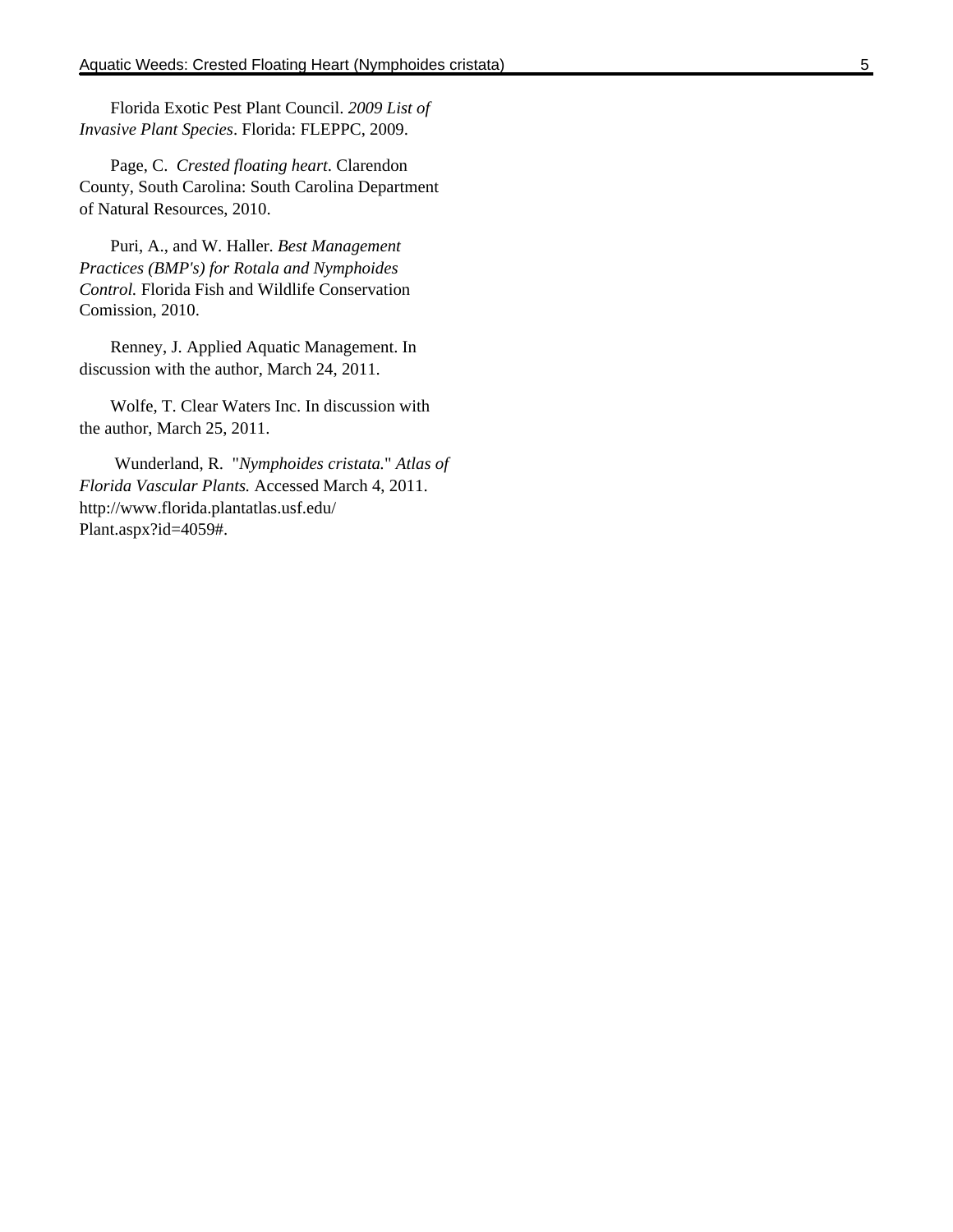Florida Exotic Pest Plant Council. *2009 List of Invasive Plant Species*. Florida: FLEPPC, 2009.

Page, C. *Crested floating heart*. Clarendon County, South Carolina: South Carolina Department of Natural Resources, 2010.

Puri, A., and W. Haller. *Best Management Practices (BMP's) for Rotala and Nymphoides Control.* Florida Fish and Wildlife Conservation Comission, 2010.

Renney, J. Applied Aquatic Management. In discussion with the author, March 24, 2011.

Wolfe, T. Clear Waters Inc. In discussion with the author, March 25, 2011.

Wunderland, R. "*Nymphoides cristata.*" *Atlas of Florida Vascular Plants.* Accessed March 4, 2011. http://www.florida.plantatlas.usf.edu/Plant.aspx?id=4059#.